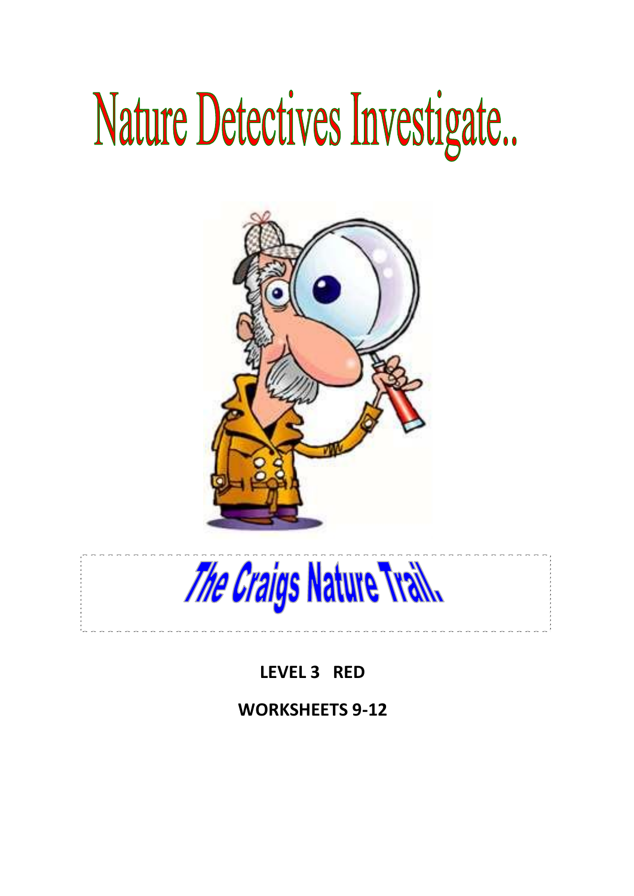# Nature Detectives Investigate..

## The Craigs Nature Trail.

**LEVEL 3 RED**

**WORKSHEETS 9-12**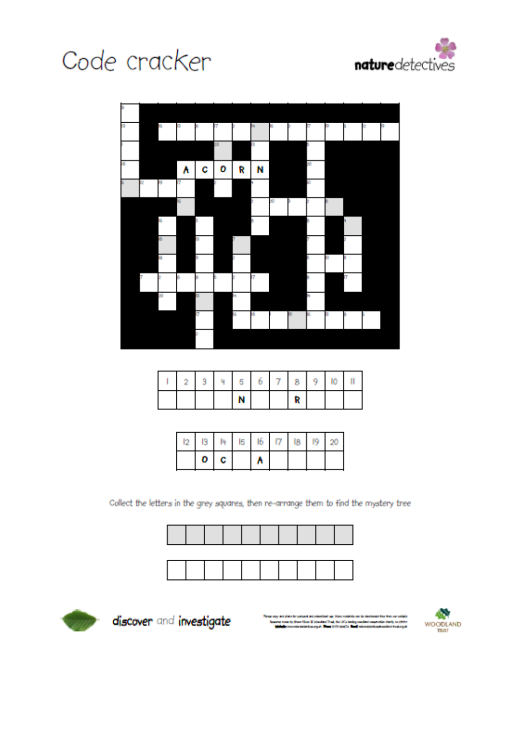# Code cracker

naturedetectives

| 1 | 2 | 3 | 4 | 5 | 6 | 7 | 8 | 9 | 10 | 11 |
|---|---|---|---|---|---|---|---|---|---|---|
| | | | | N | | | R | | | |

| 12 | 13 | 14 | 15 | 16 | 17 | 18 | 19 | 20 |
|---|---|---|---|---|---|---|---|---|
| | O | C | | A | | | | |

Collect the letters in the grey squares, then re-arrange them to find the mystery tree

discover and investigate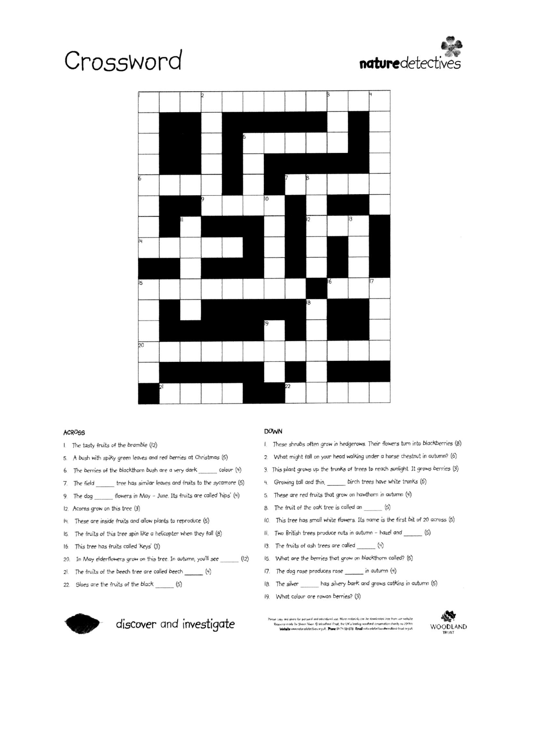# Crossword

**nature**detectives

## ACROSS

1. The tasty fruits of the bramble (12)
5. A bush with spiky green leaves and red berries at Christmas (5)
6. The berries of the blackthorn bush are a very dark ______ colour (4)
7. The field ______ tree has similar leaves and fruits to the sycamore (5)
9. The dog ______ flowers in May – June. Its fruits are called 'hips' (4)
12. Acorns grow on this tree (3)
14. These are inside fruits and allow plants to reproduce (5)
15. The fruits of this tree spin like a helicopter when they fall (8)
16. This tree has fruits called 'keys' (3)
20. In May elderflowers grow on this tree. In autumn, you'll see ______ (12)
21. The fruits of the beech tree are called beech ______ (4)
22. Sloes are the fruits of the black ______ (5)

## DOWN

1. These shrubs often grow in hedgerows. Their flowers turn into blackberries (8)
2. What might fall on your head walking under a horse chestnut in autumn? (6)
3. This plant grows up the trunks of trees to reach sunlight. It grows berries (3)
4. Growing tall and thin, ______ birch trees have white trunks (6)
5. These are red fruits that grow on hawthorn in autumn (4)
8. The fruit of the oak tree is called an ______ (5)
10. This tree has small white flowers. Its name is the first bit of 20 across (5)
11. Two British trees produce nuts in autumn – hazel and ______ (5)
13. The fruits of ash trees are called ______ (4)
15. What are the berries that grow on blackthorn called? (5)
17. The dog rose produces rose ______ in autumn (4)
18. The silver ______ has silvery bark and grows catkins in autumn (5)
19. What colour are rowan berries? (3)

discover and investigate

Please copy and share for personal and educational use. More materials can be downloaded free from our website. Resource made by Shaun Nixon © Woodland Trust, the UK's leading woodland conservation charity no 294344. Website www.naturedetectives.org.uk Phone 01476 581078 Email naturedetectives@woodland-trust.org.uk

WOODLAND TRUST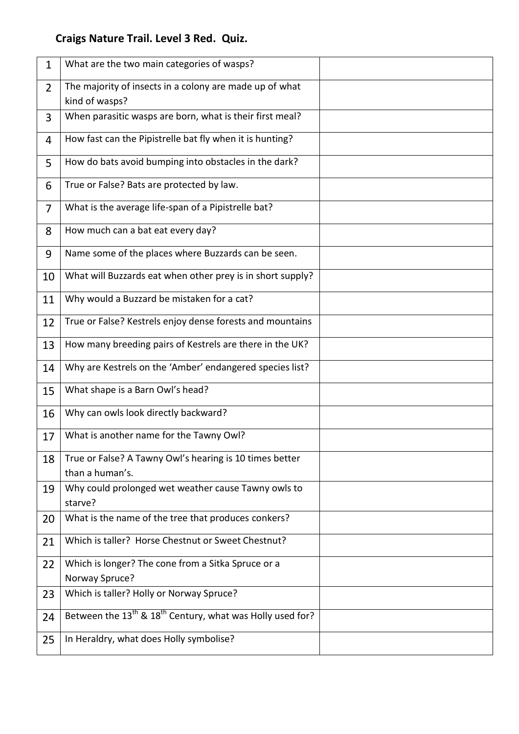# Craigs Nature Trail. Level 3 Red. Quiz.

| | | |
|---|---|---|
| 1 | What are the two main categories of wasps? | |
| 2 | The majority of insects in a colony are made up of what kind of wasps? | |
| 3 | When parasitic wasps are born, what is their first meal? | |
| 4 | How fast can the Pipistrelle bat fly when it is hunting? | |
| 5 | How do bats avoid bumping into obstacles in the dark? | |
| 6 | True or False? Bats are protected by law. | |
| 7 | What is the average life-span of a Pipistrelle bat? | |
| 8 | How much can a bat eat every day? | |
| 9 | Name some of the places where Buzzards can be seen. | |
| 10 | What will Buzzards eat when other prey is in short supply? | |
| 11 | Why would a Buzzard be mistaken for a cat? | |
| 12 | True or False? Kestrels enjoy dense forests and mountains | |
| 13 | How many breeding pairs of Kestrels are there in the UK? | |
| 14 | Why are Kestrels on the 'Amber' endangered species list? | |
| 15 | What shape is a Barn Owl's head? | |
| 16 | Why can owls look directly backward? | |
| 17 | What is another name for the Tawny Owl? | |
| 18 | True or False? A Tawny Owl's hearing is 10 times better than a human's. | |
| 19 | Why could prolonged wet weather cause Tawny owls to starve? | |
| 20 | What is the name of the tree that produces conkers? | |
| 21 | Which is taller? Horse Chestnut or Sweet Chestnut? | |
| 22 | Which is longer? The cone from a Sitka Spruce or a Norway Spruce? | |
| 23 | Which is taller? Holly or Norway Spruce? | |
| 24 | Between the 13th & 18th Century, what was Holly used for? | |
| 25 | In Heraldry, what does Holly symbolise? | |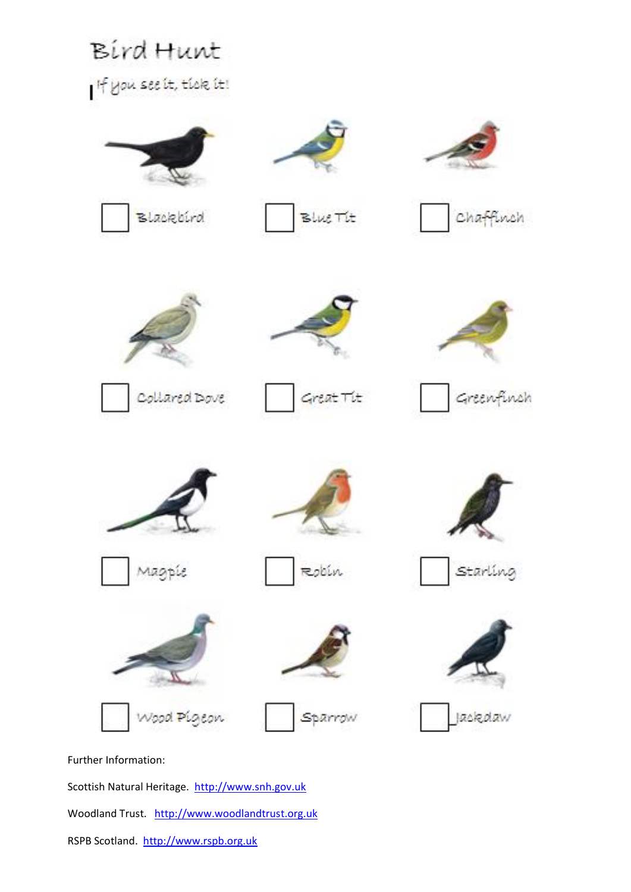# Bird Hunt

If you see it, tick it!

- [ ] Blackbird
- [ ] Blue Tit
- [ ] Chaffinch
- [ ] Collared Dove
- [ ] Great Tit
- [ ] Greenfinch
- [ ] Magpie
- [ ] Robin
- [ ] Starling
- [ ] Wood Pigeon
- [ ] Sparrow
- [ ] Jackdaw

Further Information:

Scottish Natural Heritage. http://www.snh.gov.uk

Woodland Trust. http://www.woodlandtrust.org.uk

RSPB Scotland. http://www.rspb.org.uk